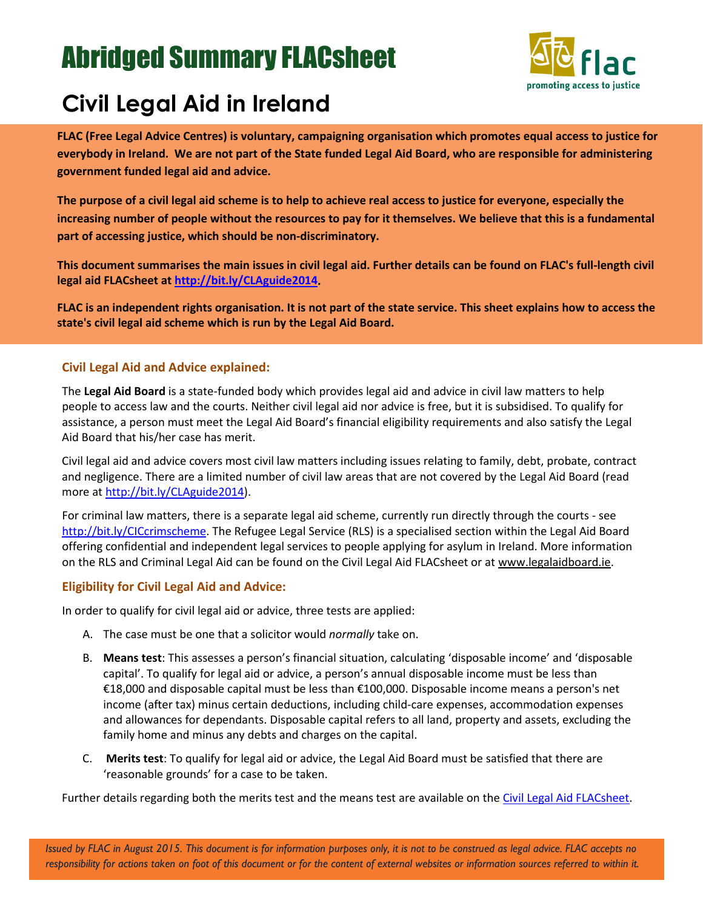# Abridged Summary FLACsheet

## Civil Legal Aid in Ireland

**FLAC (Free Legal Advice Centres) is voluntary, campaigning organisation which promotes equal access to justice for everybody in Ireland. We are not part of the State funded Legal Aid Board, who are responsible for administering government funded legal aid and advice.**

**The purpose of a civil legal aid scheme is to help to achieve real access to justice for everyone, especially the increasing number of people without the resources to pay for it themselves. We believe that this is a fundamental part of accessing justice, which should be non-discriminatory.**

**This document summarises the main issues in civil legal aid. Further details can be found on FLAC's full-length civil legal aid FLACsheet at http://bit.ly/CLAguide2014.**

**FLAC is an independent rights organisation. It is not part of the state service. This sheet explains how to access the state's civil legal aid scheme which is run by the Legal Aid Board.**

### Civil Legal Aid and Advice explained:

The **Legal Aid Board** is a state-funded body which provides legal aid and advice in civil law matters to help people to access law and the courts. Neither civil legal aid nor advice is free, but it is subsidised. To qualify for assistance, a person must meet the Legal Aid Board's financial eligibility requirements and also satisfy the Legal Aid Board that his/her case has merit.

Civil legal aid and advice covers most civil law matters including issues relating to family, debt, probate, contract and negligence. There are a limited number of civil law areas that are not covered by the Legal Aid Board (read more at http://bit.ly/CLAguide2014).

For criminal law matters, there is a separate legal aid scheme, currently run directly through the courts - see http://bit.ly/CICcrimscheme. The Refugee Legal Service (RLS) is a specialised section within the Legal Aid Board offering confidential and independent legal services to people applying for asylum in Ireland. More information on the RLS and Criminal Legal Aid can be found on the Civil Legal Aid FLACsheet or at www.legalaidboard.ie.

### Eligibility for Civil Legal Aid and Advice:

In order to qualify for civil legal aid or advice, three tests are applied:

A. The case must be one that a solicitor would *normally* take on.

B. **Means test**: This assesses a person's financial situation, calculating 'disposable income' and 'disposable capital'. To qualify for legal aid or advice, a person's annual disposable income must be less than €18,000 and disposable capital must be less than €100,000. Disposable income means a person's net income (after tax) minus certain deductions, including child-care expenses, accommodation expenses and allowances for dependants. Disposable capital refers to all land, property and assets, excluding the family home and minus any debts and charges on the capital.

C. **Merits test**: To qualify for legal aid or advice, the Legal Aid Board must be satisfied that there are 'reasonable grounds' for a case to be taken.

Further details regarding both the merits test and the means test are available on the Civil Legal Aid FLACsheet.

*Issued by FLAC in August 2015. This document is for information purposes only, it is not to be construed as legal advice. FLAC accepts no responsibility for actions taken on foot of this document or for the content of external websites or information sources referred to within it.*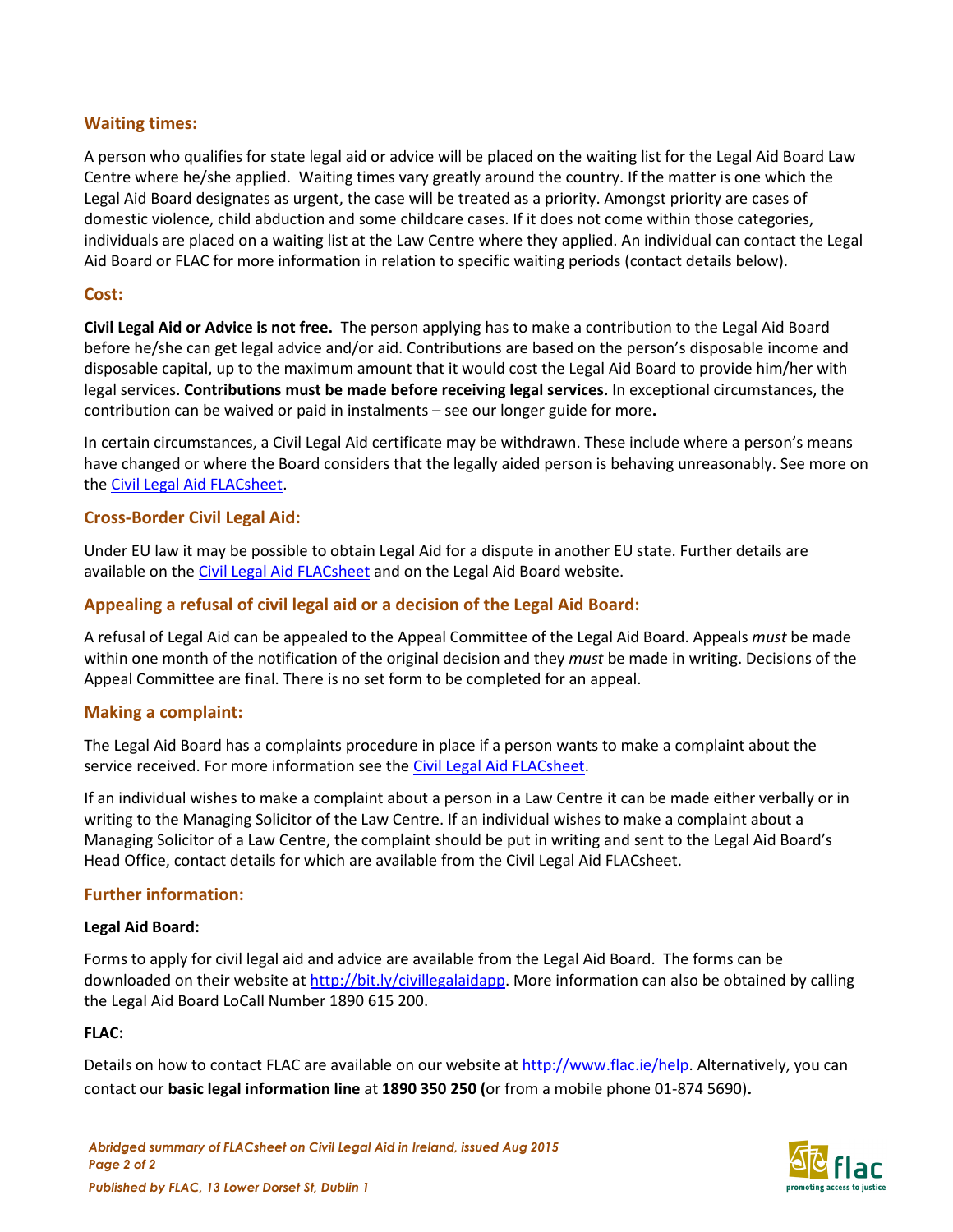## Waiting times:

A person who qualifies for state legal aid or advice will be placed on the waiting list for the Legal Aid Board Law Centre where he/she applied. Waiting times vary greatly around the country. If the matter is one which the Legal Aid Board designates as urgent, the case will be treated as a priority. Amongst priority are cases of domestic violence, child abduction and some childcare cases. If it does not come within those categories, individuals are placed on a waiting list at the Law Centre where they applied. An individual can contact the Legal Aid Board or FLAC for more information in relation to specific waiting periods (contact details below).

## Cost:

**Civil Legal Aid or Advice is not free.** The person applying has to make a contribution to the Legal Aid Board before he/she can get legal advice and/or aid. Contributions are based on the person's disposable income and disposable capital, up to the maximum amount that it would cost the Legal Aid Board to provide him/her with legal services. **Contributions must be made before receiving legal services.** In exceptional circumstances, the contribution can be waived or paid in instalments – see our longer guide for more**.**

In certain circumstances, a Civil Legal Aid certificate may be withdrawn. These include where a person's means have changed or where the Board considers that the legally aided person is behaving unreasonably. See more on the Civil Legal Aid FLACsheet.

## Cross-Border Civil Legal Aid:

Under EU law it may be possible to obtain Legal Aid for a dispute in another EU state. Further details are available on the Civil Legal Aid FLACsheet and on the Legal Aid Board website.

## Appealing a refusal of civil legal aid or a decision of the Legal Aid Board:

A refusal of Legal Aid can be appealed to the Appeal Committee of the Legal Aid Board. Appeals *must* be made within one month of the notification of the original decision and they *must* be made in writing. Decisions of the Appeal Committee are final. There is no set form to be completed for an appeal.

## Making a complaint:

The Legal Aid Board has a complaints procedure in place if a person wants to make a complaint about the service received. For more information see the Civil Legal Aid FLACsheet.

If an individual wishes to make a complaint about a person in a Law Centre it can be made either verbally or in writing to the Managing Solicitor of the Law Centre. If an individual wishes to make a complaint about a Managing Solicitor of a Law Centre, the complaint should be put in writing and sent to the Legal Aid Board's Head Office, contact details for which are available from the Civil Legal Aid FLACsheet.

## Further information:

### Legal Aid Board:

Forms to apply for civil legal aid and advice are available from the Legal Aid Board. The forms can be downloaded on their website at http://bit.ly/civillegalaidapp. More information can also be obtained by calling the Legal Aid Board LoCall Number 1890 615 200.

### FLAC:

Details on how to contact FLAC are available on our website at http://www.flac.ie/help. Alternatively, you can contact our **basic legal information line** at **1890 350 250 (**or from a mobile phone 01-874 5690)**.**

***Abridged summary of FLACsheet on Civil Legal Aid in Ireland, issued Aug 2015***

***Published by FLAC, 13 Lower Dorset St, Dublin 1***

flac
promoting access to justice